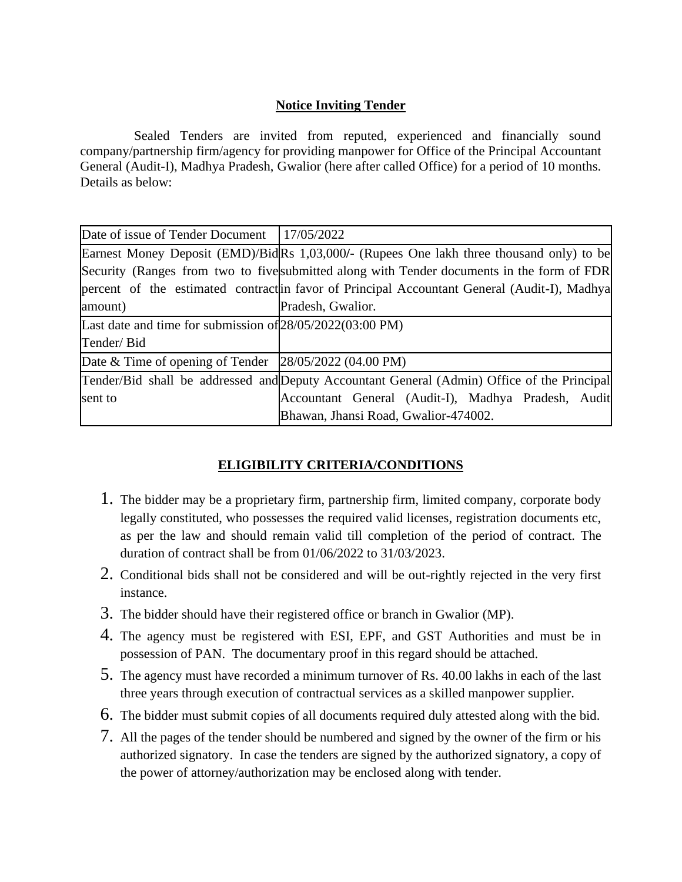# Notice Inviting Tender

Sealed Tenders are invited from reputed, experienced and financially sound company/partnership firm/agency for providing manpower for Office of the Principal Accountant General (Audit-I), Madhya Pradesh, Gwalior (here after called Office) for a period of 10 months. Details as below:

| | |
|---|---|
| Date of issue of Tender Document | 17/05/2022 |
| Earnest Money Deposit (EMD)/Bid Security (Ranges from two to five percent of the estimated contract amount) | Rs 1,03,000/- (Rupees One lakh three thousand only) to be submitted along with Tender documents in the form of FDR in favor of Principal Accountant General (Audit-I), Madhya Pradesh, Gwalior. |
| Last date and time for submission of Tender/ Bid | 28/05/2022(03:00 PM) |
| Date & Time of opening of Tender | 28/05/2022 (04.00 PM) |
| Tender/Bid shall be addressed and sent to | Deputy Accountant General (Admin) Office of the Principal Accountant General (Audit-I), Madhya Pradesh, Audit Bhawan, Jhansi Road, Gwalior-474002. |

## ELIGIBILITY CRITERIA/CONDITIONS

1. The bidder may be a proprietary firm, partnership firm, limited company, corporate body legally constituted, who possesses the required valid licenses, registration documents etc, as per the law and should remain valid till completion of the period of contract. The duration of contract shall be from 01/06/2022 to 31/03/2023.
2. Conditional bids shall not be considered and will be out-rightly rejected in the very first instance.
3. The bidder should have their registered office or branch in Gwalior (MP).
4. The agency must be registered with ESI, EPF, and GST Authorities and must be in possession of PAN. The documentary proof in this regard should be attached.
5. The agency must have recorded a minimum turnover of Rs. 40.00 lakhs in each of the last three years through execution of contractual services as a skilled manpower supplier.
6. The bidder must submit copies of all documents required duly attested along with the bid.
7. All the pages of the tender should be numbered and signed by the owner of the firm or his authorized signatory. In case the tenders are signed by the authorized signatory, a copy of the power of attorney/authorization may be enclosed along with tender.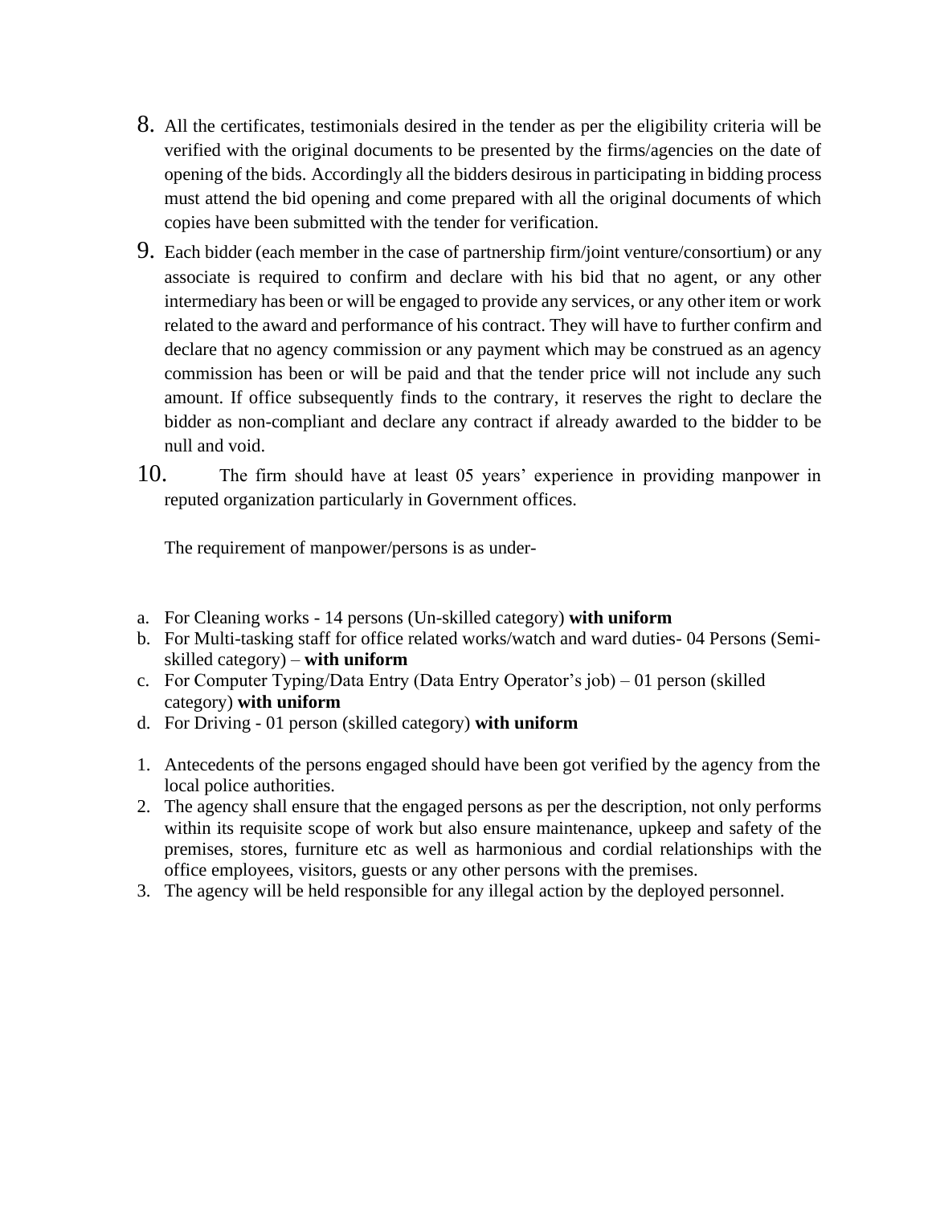8. All the certificates, testimonials desired in the tender as per the eligibility criteria will be verified with the original documents to be presented by the firms/agencies on the date of opening of the bids. Accordingly all the bidders desirous in participating in bidding process must attend the bid opening and come prepared with all the original documents of which copies have been submitted with the tender for verification.
9. Each bidder (each member in the case of partnership firm/joint venture/consortium) or any associate is required to confirm and declare with his bid that no agent, or any other intermediary has been or will be engaged to provide any services, or any other item or work related to the award and performance of his contract. They will have to further confirm and declare that no agency commission or any payment which may be construed as an agency commission has been or will be paid and that the tender price will not include any such amount. If office subsequently finds to the contrary, it reserves the right to declare the bidder as non-compliant and declare any contract if already awarded to the bidder to be null and void.
10. The firm should have at least 05 years' experience in providing manpower in reputed organization particularly in Government offices.

    The requirement of manpower/persons is as under-

a. For Cleaning works - 14 persons (Un-skilled category) **with uniform**
b. For Multi-tasking staff for office related works/watch and ward duties- 04 Persons (Semi-skilled category) – **with uniform**
c. For Computer Typing/Data Entry (Data Entry Operator's job) – 01 person (skilled category) **with uniform**
d. For Driving - 01 person (skilled category) **with uniform**

1. Antecedents of the persons engaged should have been got verified by the agency from the local police authorities.
2. The agency shall ensure that the engaged persons as per the description, not only performs within its requisite scope of work but also ensure maintenance, upkeep and safety of the premises, stores, furniture etc as well as harmonious and cordial relationships with the office employees, visitors, guests or any other persons with the premises.
3. The agency will be held responsible for any illegal action by the deployed personnel.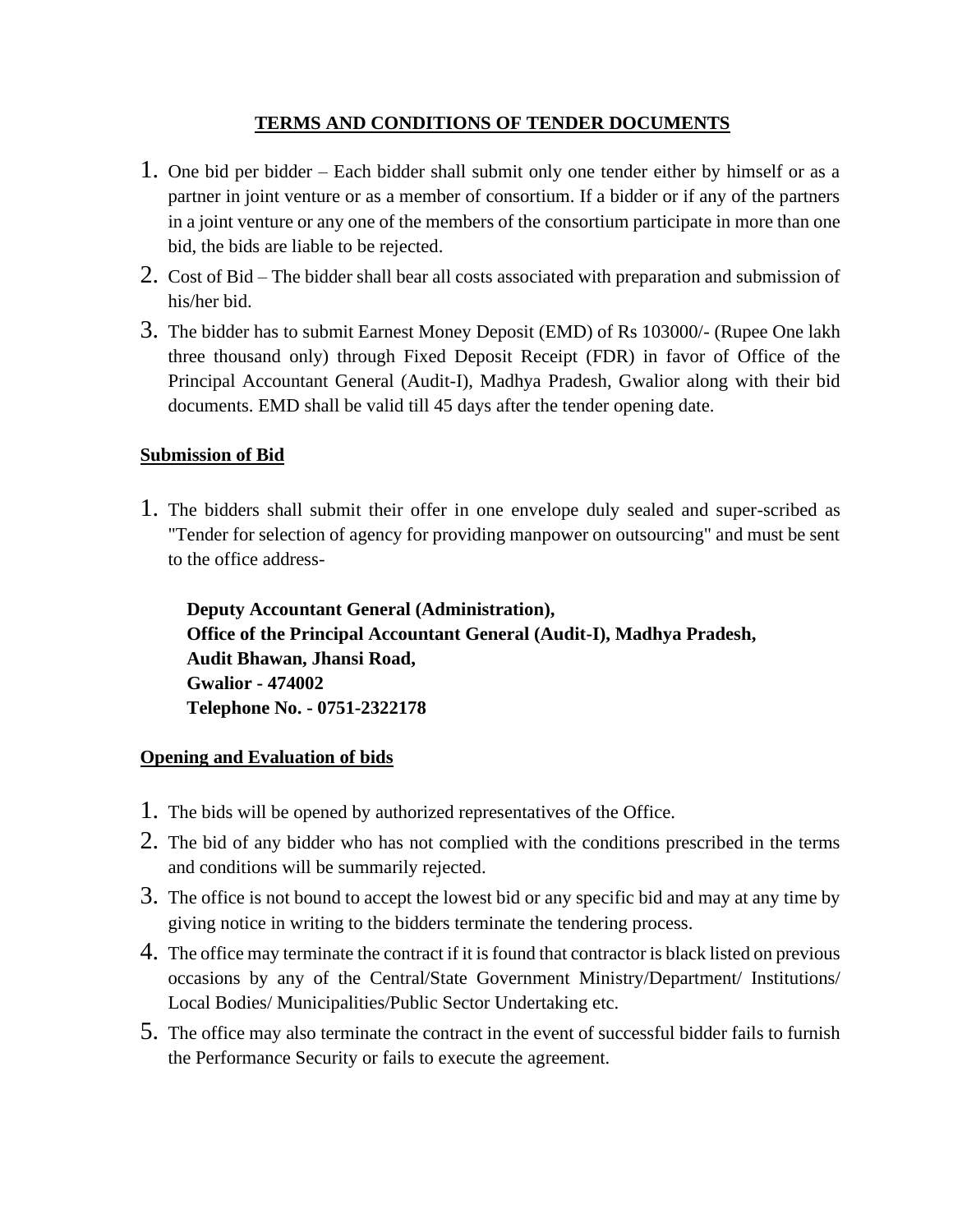## TERMS AND CONDITIONS OF TENDER DOCUMENTS

1. One bid per bidder – Each bidder shall submit only one tender either by himself or as a partner in joint venture or as a member of consortium. If a bidder or if any of the partners in a joint venture or any one of the members of the consortium participate in more than one bid, the bids are liable to be rejected.
2. Cost of Bid – The bidder shall bear all costs associated with preparation and submission of his/her bid.
3. The bidder has to submit Earnest Money Deposit (EMD) of Rs 103000/- (Rupee One lakh three thousand only) through Fixed Deposit Receipt (FDR) in favor of Office of the Principal Accountant General (Audit-I), Madhya Pradesh, Gwalior along with their bid documents. EMD shall be valid till 45 days after the tender opening date.

### Submission of Bid

1. The bidders shall submit their offer in one envelope duly sealed and super-scribed as "Tender for selection of agency for providing manpower on outsourcing" and must be sent to the office address-

   **Deputy Accountant General (Administration),**
   **Office of the Principal Accountant General (Audit-I), Madhya Pradesh,**
   **Audit Bhawan, Jhansi Road,**
   **Gwalior - 474002**
   **Telephone No. - 0751-2322178**

### Opening and Evaluation of bids

1. The bids will be opened by authorized representatives of the Office.
2. The bid of any bidder who has not complied with the conditions prescribed in the terms and conditions will be summarily rejected.
3. The office is not bound to accept the lowest bid or any specific bid and may at any time by giving notice in writing to the bidders terminate the tendering process.
4. The office may terminate the contract if it is found that contractor is black listed on previous occasions by any of the Central/State Government Ministry/Department/ Institutions/ Local Bodies/ Municipalities/Public Sector Undertaking etc.
5. The office may also terminate the contract in the event of successful bidder fails to furnish the Performance Security or fails to execute the agreement.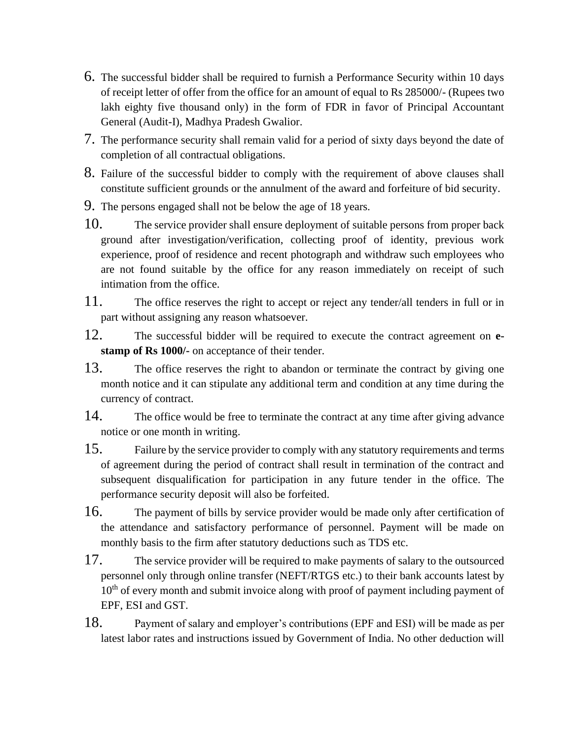6. The successful bidder shall be required to furnish a Performance Security within 10 days of receipt letter of offer from the office for an amount of equal to Rs 285000/- (Rupees two lakh eighty five thousand only) in the form of FDR in favor of Principal Accountant General (Audit-I), Madhya Pradesh Gwalior.
7. The performance security shall remain valid for a period of sixty days beyond the date of completion of all contractual obligations.
8. Failure of the successful bidder to comply with the requirement of above clauses shall constitute sufficient grounds or the annulment of the award and forfeiture of bid security.
9. The persons engaged shall not be below the age of 18 years.
10. The service provider shall ensure deployment of suitable persons from proper back ground after investigation/verification, collecting proof of identity, previous work experience, proof of residence and recent photograph and withdraw such employees who are not found suitable by the office for any reason immediately on receipt of such intimation from the office.
11. The office reserves the right to accept or reject any tender/all tenders in full or in part without assigning any reason whatsoever.
12. The successful bidder will be required to execute the contract agreement on **e-stamp of Rs 1000/-** on acceptance of their tender.
13. The office reserves the right to abandon or terminate the contract by giving one month notice and it can stipulate any additional term and condition at any time during the currency of contract.
14. The office would be free to terminate the contract at any time after giving advance notice or one month in writing.
15. Failure by the service provider to comply with any statutory requirements and terms of agreement during the period of contract shall result in termination of the contract and subsequent disqualification for participation in any future tender in the office. The performance security deposit will also be forfeited.
16. The payment of bills by service provider would be made only after certification of the attendance and satisfactory performance of personnel. Payment will be made on monthly basis to the firm after statutory deductions such as TDS etc.
17. The service provider will be required to make payments of salary to the outsourced personnel only through online transfer (NEFT/RTGS etc.) to their bank accounts latest by 10th of every month and submit invoice along with proof of payment including payment of EPF, ESI and GST.
18. Payment of salary and employer's contributions (EPF and ESI) will be made as per latest labor rates and instructions issued by Government of India. No other deduction will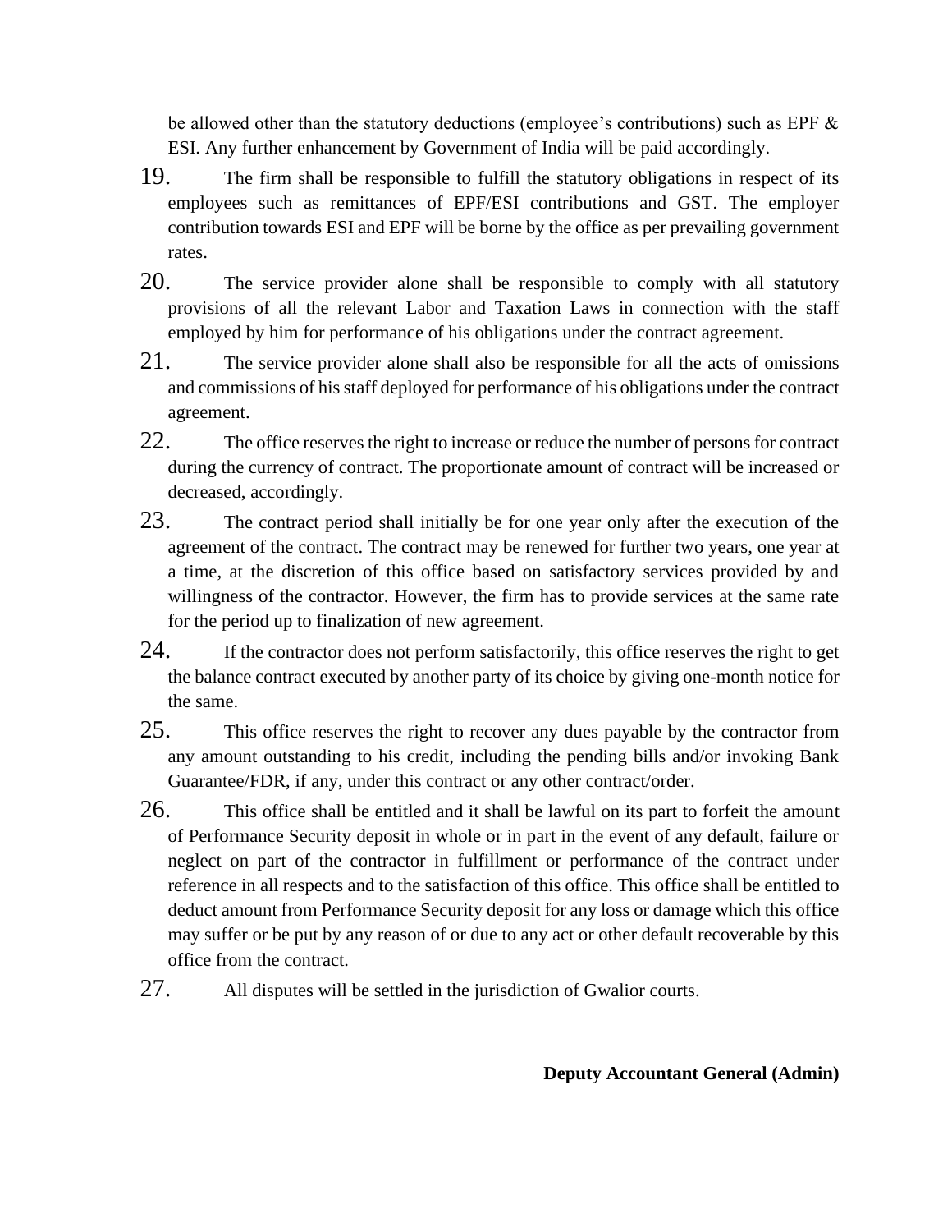be allowed other than the statutory deductions (employee's contributions) such as EPF & ESI. Any further enhancement by Government of India will be paid accordingly.

19. The firm shall be responsible to fulfill the statutory obligations in respect of its employees such as remittances of EPF/ESI contributions and GST. The employer contribution towards ESI and EPF will be borne by the office as per prevailing government rates.

20. The service provider alone shall be responsible to comply with all statutory provisions of all the relevant Labor and Taxation Laws in connection with the staff employed by him for performance of his obligations under the contract agreement.

21. The service provider alone shall also be responsible for all the acts of omissions and commissions of his staff deployed for performance of his obligations under the contract agreement.

22. The office reserves the right to increase or reduce the number of persons for contract during the currency of contract. The proportionate amount of contract will be increased or decreased, accordingly.

23. The contract period shall initially be for one year only after the execution of the agreement of the contract. The contract may be renewed for further two years, one year at a time, at the discretion of this office based on satisfactory services provided by and willingness of the contractor. However, the firm has to provide services at the same rate for the period up to finalization of new agreement.

24. If the contractor does not perform satisfactorily, this office reserves the right to get the balance contract executed by another party of its choice by giving one-month notice for the same.

25. This office reserves the right to recover any dues payable by the contractor from any amount outstanding to his credit, including the pending bills and/or invoking Bank Guarantee/FDR, if any, under this contract or any other contract/order.

26. This office shall be entitled and it shall be lawful on its part to forfeit the amount of Performance Security deposit in whole or in part in the event of any default, failure or neglect on part of the contractor in fulfillment or performance of the contract under reference in all respects and to the satisfaction of this office. This office shall be entitled to deduct amount from Performance Security deposit for any loss or damage which this office may suffer or be put by any reason of or due to any act or other default recoverable by this office from the contract.

27. All disputes will be settled in the jurisdiction of Gwalior courts.

**Deputy Accountant General (Admin)**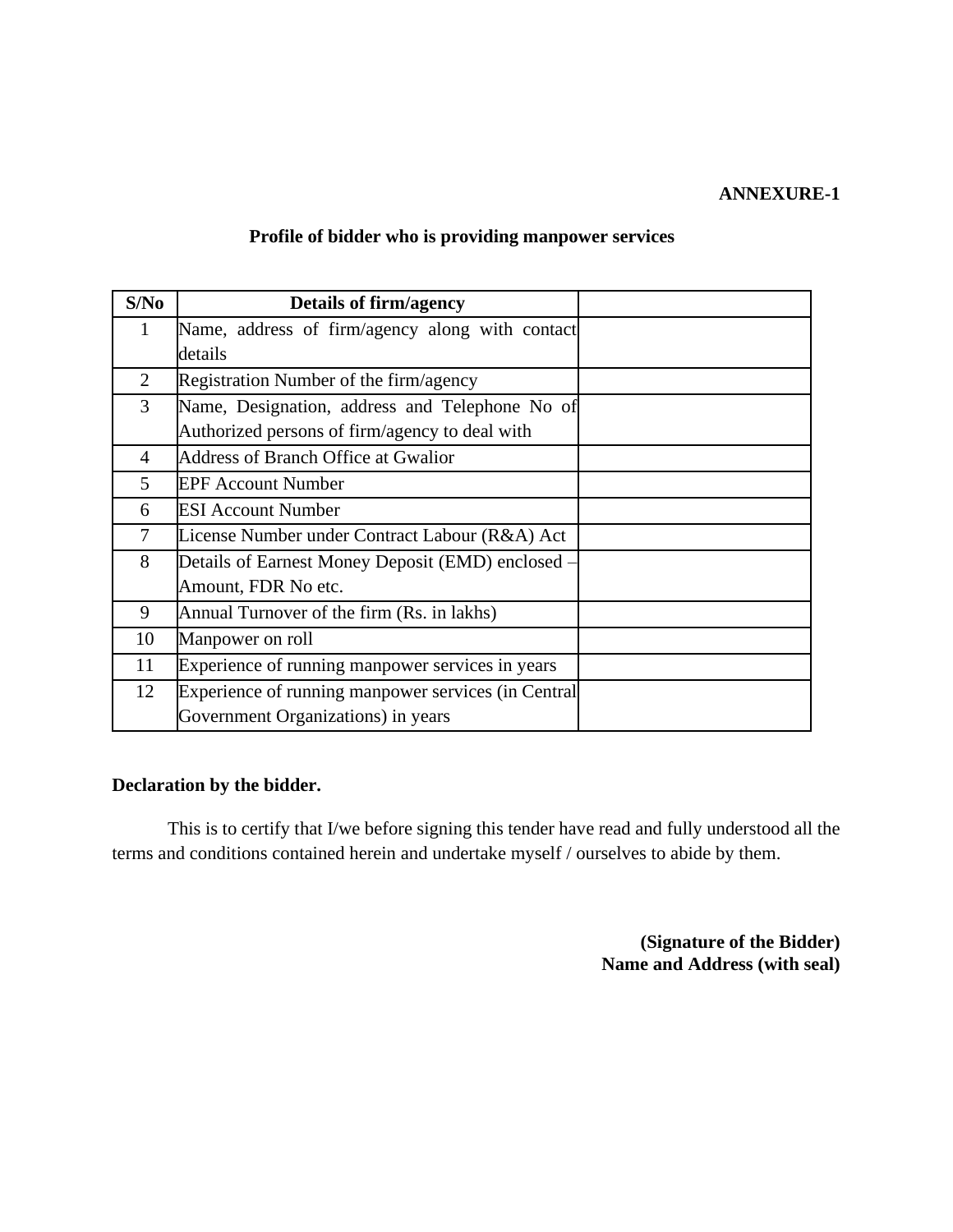**ANNEXURE-1**

**Profile of bidder who is providing manpower services**

| S/No | Details of firm/agency | |
|---|---|---|
| 1 | Name, address of firm/agency along with contact details | |
| 2 | Registration Number of the firm/agency | |
| 3 | Name, Designation, address and Telephone No of Authorized persons of firm/agency to deal with | |
| 4 | Address of Branch Office at Gwalior | |
| 5 | EPF Account Number | |
| 6 | ESI Account Number | |
| 7 | License Number under Contract Labour (R&A) Act | |
| 8 | Details of Earnest Money Deposit (EMD) enclosed – Amount, FDR No etc. | |
| 9 | Annual Turnover of the firm (Rs. in lakhs) | |
| 10 | Manpower on roll | |
| 11 | Experience of running manpower services in years | |
| 12 | Experience of running manpower services (in Central Government Organizations) in years | |

**Declaration by the bidder.**

This is to certify that I/we before signing this tender have read and fully understood all the terms and conditions contained herein and undertake myself / ourselves to abide by them.

**(Signature of the Bidder)**
**Name and Address (with seal)**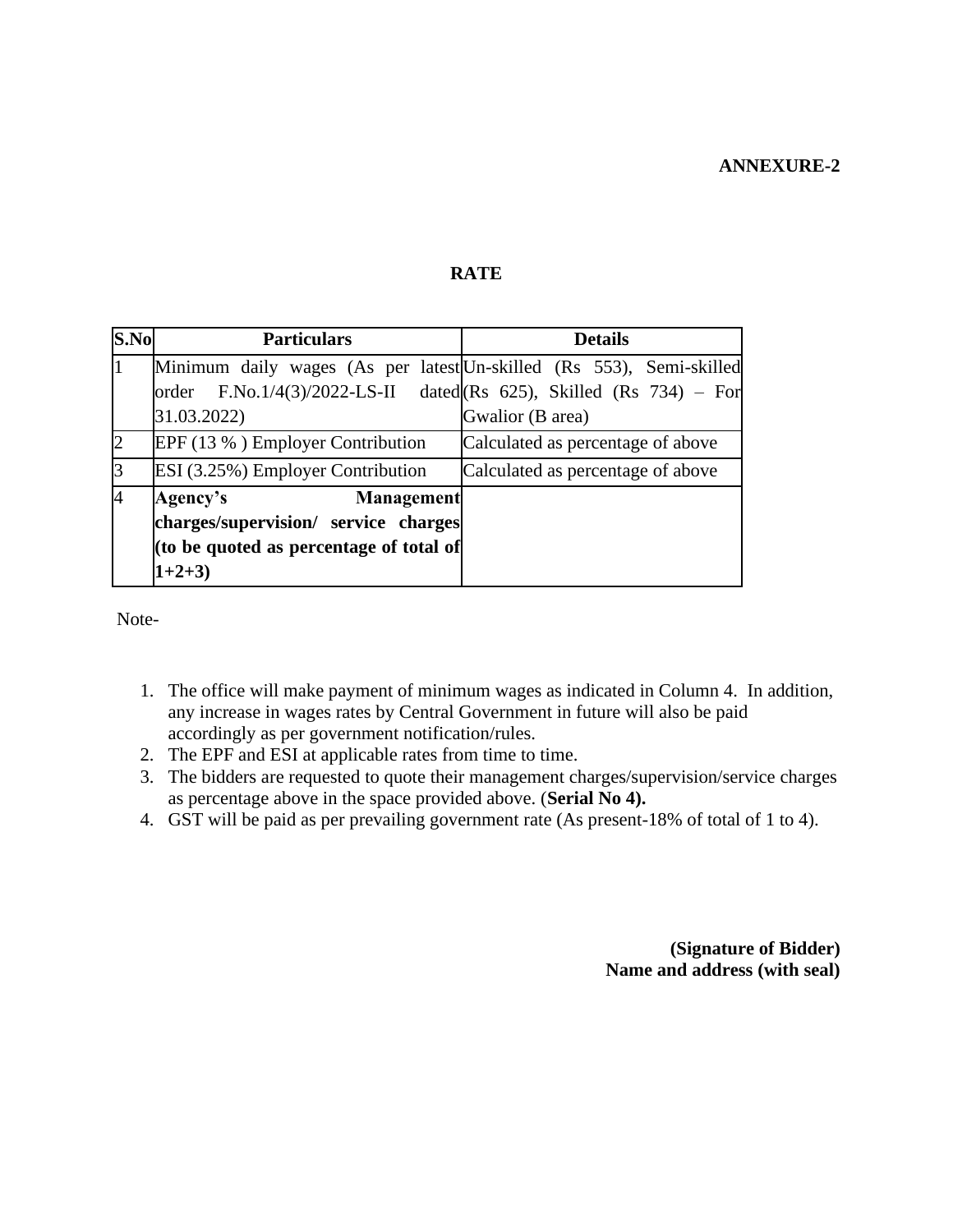**ANNEXURE-2**

**RATE**

| S.No | Particulars | Details |
|---|---|---|
| 1 | Minimum daily wages (As per latest order F.No.1/4(3)/2022-LS-II dated 31.03.2022) | Un-skilled (Rs 553), Semi-skilled (Rs 625), Skilled (Rs 734) – For Gwalior (B area) |
| 2 | EPF (13 % ) Employer Contribution | Calculated as percentage of above |
| 3 | ESI (3.25%) Employer Contribution | Calculated as percentage of above |
| 4 | **Agency's Management charges/supervision/ service charges (to be quoted as percentage of total of 1+2+3)** | |

Note-

1. The office will make payment of minimum wages as indicated in Column 4. In addition, any increase in wages rates by Central Government in future will also be paid accordingly as per government notification/rules.
2. The EPF and ESI at applicable rates from time to time.
3. The bidders are requested to quote their management charges/supervision/service charges as percentage above in the space provided above. (**Serial No 4).**
4. GST will be paid as per prevailing government rate (As present-18% of total of 1 to 4).

**(Signature of Bidder)**
**Name and address (with seal)**